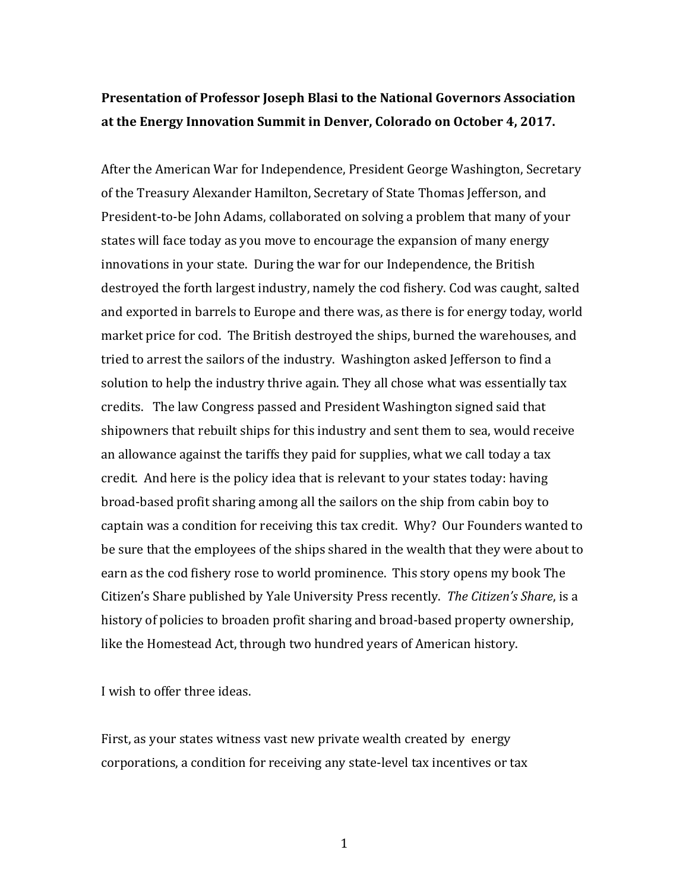**Presentation of Professor Joseph Blasi to the National Governors Association at the Energy Innovation Summit in Denver, Colorado on October 4, 2017.**

After the American War for Independence, President George Washington, Secretary of the Treasury Alexander Hamilton, Secretary of State Thomas Jefferson, and President-to-be John Adams, collaborated on solving a problem that many of your states will face today as you move to encourage the expansion of many energy innovations in your state. During the war for our Independence, the British destroyed the forth largest industry, namely the cod fishery. Cod was caught, salted and exported in barrels to Europe and there was, as there is for energy today, world market price for cod. The British destroyed the ships, burned the warehouses, and tried to arrest the sailors of the industry. Washington asked Jefferson to find a solution to help the industry thrive again. They all chose what was essentially tax credits. The law Congress passed and President Washington signed said that shipowners that rebuilt ships for this industry and sent them to sea, would receive an allowance against the tariffs they paid for supplies, what we call today a tax credit. And here is the policy idea that is relevant to your states today: having broad-based profit sharing among all the sailors on the ship from cabin boy to captain was a condition for receiving this tax credit. Why? Our Founders wanted to be sure that the employees of the ships shared in the wealth that they were about to earn as the cod fishery rose to world prominence. This story opens my book The Citizen's Share published by Yale University Press recently. *The Citizen's Share*, is a history of policies to broaden profit sharing and broad-based property ownership, like the Homestead Act, through two hundred years of American history.

I wish to offer three ideas.

First, as your states witness vast new private wealth created by energy corporations, a condition for receiving any state-level tax incentives or tax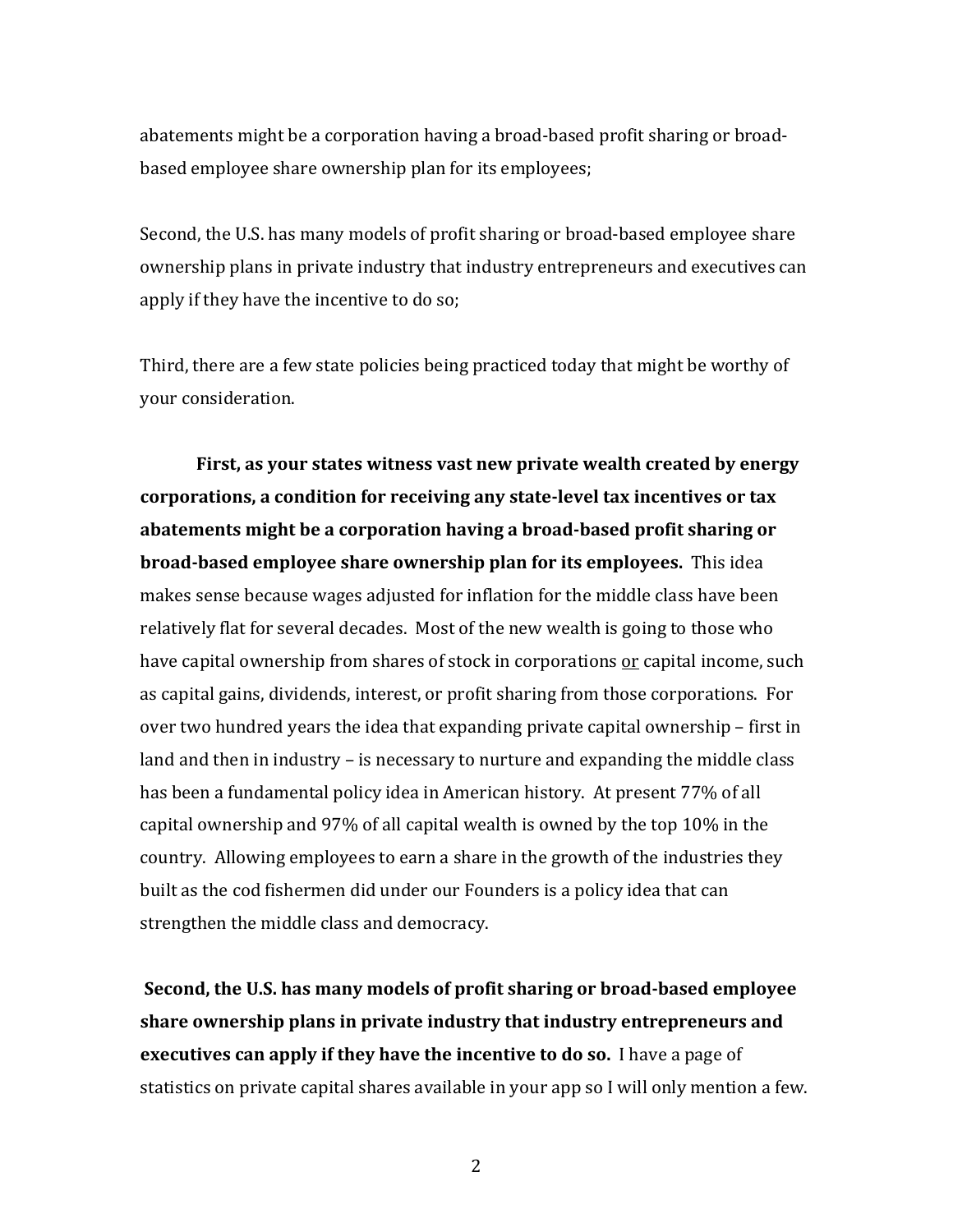abatements might be a corporation having a broad-based profit sharing or broad-based employee share ownership plan for its employees;

Second, the U.S. has many models of profit sharing or broad-based employee share ownership plans in private industry that industry entrepreneurs and executives can apply if they have the incentive to do so;

Third, there are a few state policies being practiced today that might be worthy of your consideration.

**First, as your states witness vast new private wealth created by energy corporations, a condition for receiving any state-level tax incentives or tax abatements might be a corporation having a broad-based profit sharing or broad-based employee share ownership plan for its employees.** This idea makes sense because wages adjusted for inflation for the middle class have been relatively flat for several decades. Most of the new wealth is going to those who have capital ownership from shares of stock in corporations <u>or</u> capital income, such as capital gains, dividends, interest, or profit sharing from those corporations. For over two hundred years the idea that expanding private capital ownership – first in land and then in industry – is necessary to nurture and expanding the middle class has been a fundamental policy idea in American history. At present 77% of all capital ownership and 97% of all capital wealth is owned by the top 10% in the country. Allowing employees to earn a share in the growth of the industries they built as the cod fishermen did under our Founders is a policy idea that can strengthen the middle class and democracy.

**Second, the U.S. has many models of profit sharing or broad-based employee share ownership plans in private industry that industry entrepreneurs and executives can apply if they have the incentive to do so.** I have a page of statistics on private capital shares available in your app so I will only mention a few.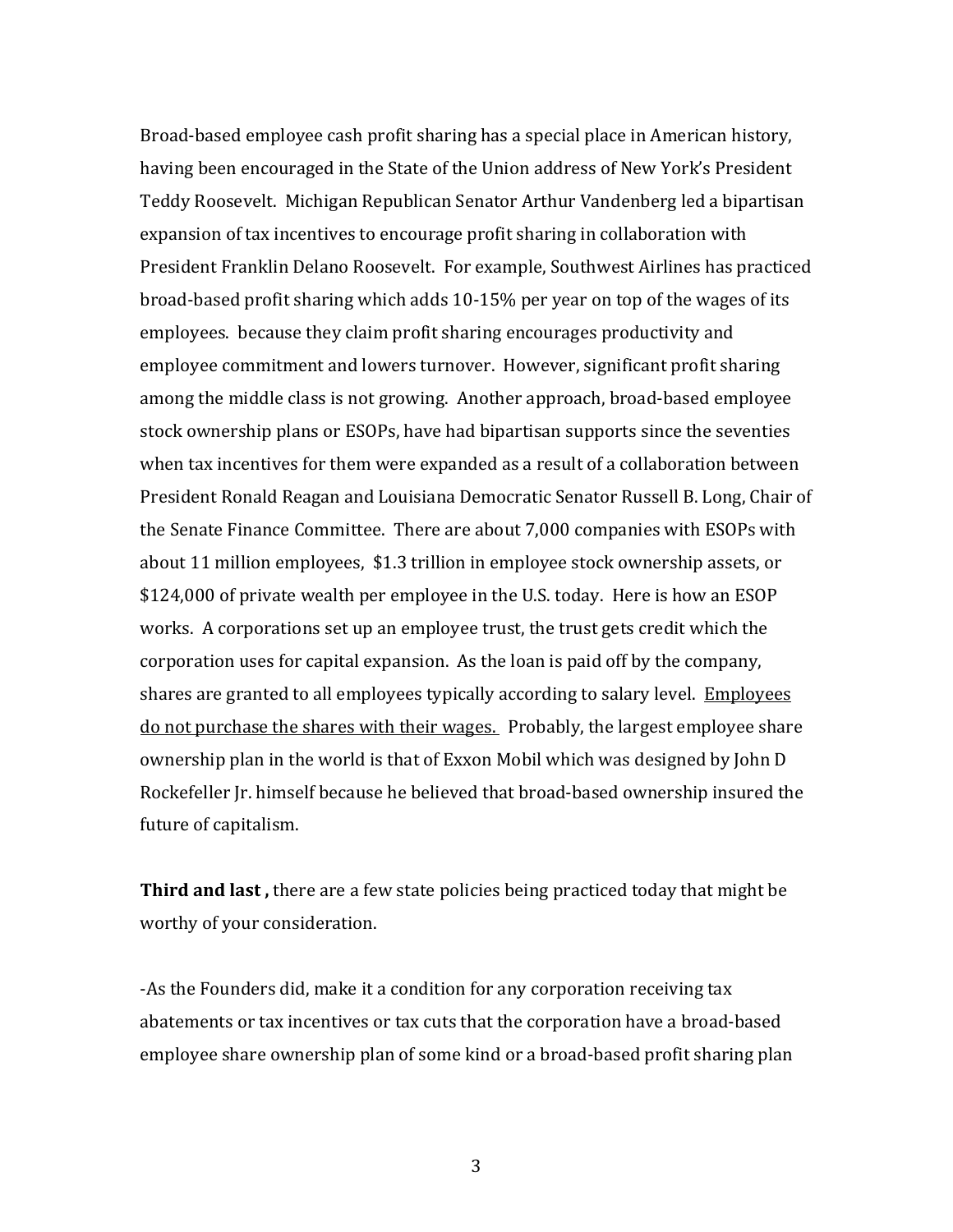Broad-based employee cash profit sharing has a special place in American history, having been encouraged in the State of the Union address of New York's President Teddy Roosevelt. Michigan Republican Senator Arthur Vandenberg led a bipartisan expansion of tax incentives to encourage profit sharing in collaboration with President Franklin Delano Roosevelt. For example, Southwest Airlines has practiced broad-based profit sharing which adds 10-15% per year on top of the wages of its employees. because they claim profit sharing encourages productivity and employee commitment and lowers turnover. However, significant profit sharing among the middle class is not growing. Another approach, broad-based employee stock ownership plans or ESOPs, have had bipartisan supports since the seventies when tax incentives for them were expanded as a result of a collaboration between President Ronald Reagan and Louisiana Democratic Senator Russell B. Long, Chair of the Senate Finance Committee. There are about 7,000 companies with ESOPs with about 11 million employees, $1.3 trillion in employee stock ownership assets, or $124,000 of private wealth per employee in the U.S. today. Here is how an ESOP works. A corporations set up an employee trust, the trust gets credit which the corporation uses for capital expansion. As the loan is paid off by the company, shares are granted to all employees typically according to salary level. <u>Employees do not purchase the shares with their wages.</u> Probably, the largest employee share ownership plan in the world is that of Exxon Mobil which was designed by John D Rockefeller Jr. himself because he believed that broad-based ownership insured the future of capitalism.

**Third and last ,** there are a few state policies being practiced today that might be worthy of your consideration.

-As the Founders did, make it a condition for any corporation receiving tax abatements or tax incentives or tax cuts that the corporation have a broad-based employee share ownership plan of some kind or a broad-based profit sharing plan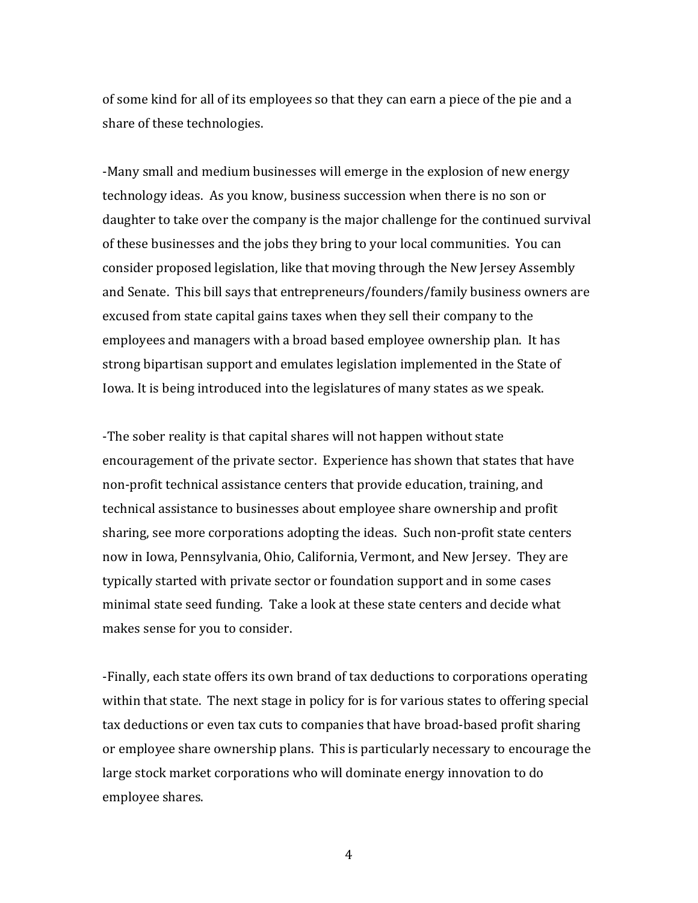of some kind for all of its employees so that they can earn a piece of the pie and a share of these technologies.

-Many small and medium businesses will emerge in the explosion of new energy technology ideas. As you know, business succession when there is no son or daughter to take over the company is the major challenge for the continued survival of these businesses and the jobs they bring to your local communities. You can consider proposed legislation, like that moving through the New Jersey Assembly and Senate. This bill says that entrepreneurs/founders/family business owners are excused from state capital gains taxes when they sell their company to the employees and managers with a broad based employee ownership plan. It has strong bipartisan support and emulates legislation implemented in the State of Iowa. It is being introduced into the legislatures of many states as we speak.

-The sober reality is that capital shares will not happen without state encouragement of the private sector. Experience has shown that states that have non-profit technical assistance centers that provide education, training, and technical assistance to businesses about employee share ownership and profit sharing, see more corporations adopting the ideas. Such non-profit state centers now in Iowa, Pennsylvania, Ohio, California, Vermont, and New Jersey. They are typically started with private sector or foundation support and in some cases minimal state seed funding. Take a look at these state centers and decide what makes sense for you to consider.

-Finally, each state offers its own brand of tax deductions to corporations operating within that state. The next stage in policy for is for various states to offering special tax deductions or even tax cuts to companies that have broad-based profit sharing or employee share ownership plans. This is particularly necessary to encourage the large stock market corporations who will dominate energy innovation to do employee shares.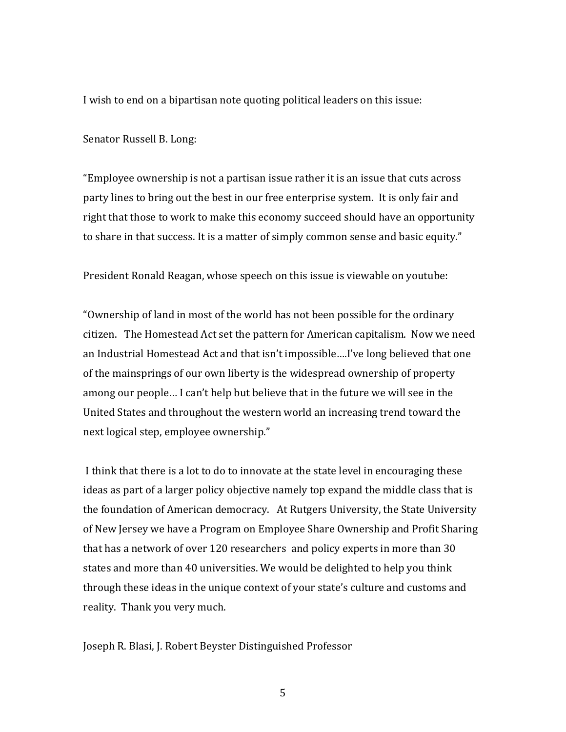I wish to end on a bipartisan note quoting political leaders on this issue:

Senator Russell B. Long:

"Employee ownership is not a partisan issue rather it is an issue that cuts across party lines to bring out the best in our free enterprise system. It is only fair and right that those to work to make this economy succeed should have an opportunity to share in that success. It is a matter of simply common sense and basic equity."

President Ronald Reagan, whose speech on this issue is viewable on youtube:

"Ownership of land in most of the world has not been possible for the ordinary citizen. The Homestead Act set the pattern for American capitalism. Now we need an Industrial Homestead Act and that isn't impossible….I've long believed that one of the mainsprings of our own liberty is the widespread ownership of property among our people… I can't help but believe that in the future we will see in the United States and throughout the western world an increasing trend toward the next logical step, employee ownership."

I think that there is a lot to do to innovate at the state level in encouraging these ideas as part of a larger policy objective namely top expand the middle class that is the foundation of American democracy. At Rutgers University, the State University of New Jersey we have a Program on Employee Share Ownership and Profit Sharing that has a network of over 120 researchers and policy experts in more than 30 states and more than 40 universities. We would be delighted to help you think through these ideas in the unique context of your state's culture and customs and reality. Thank you very much.

Joseph R. Blasi, J. Robert Beyster Distinguished Professor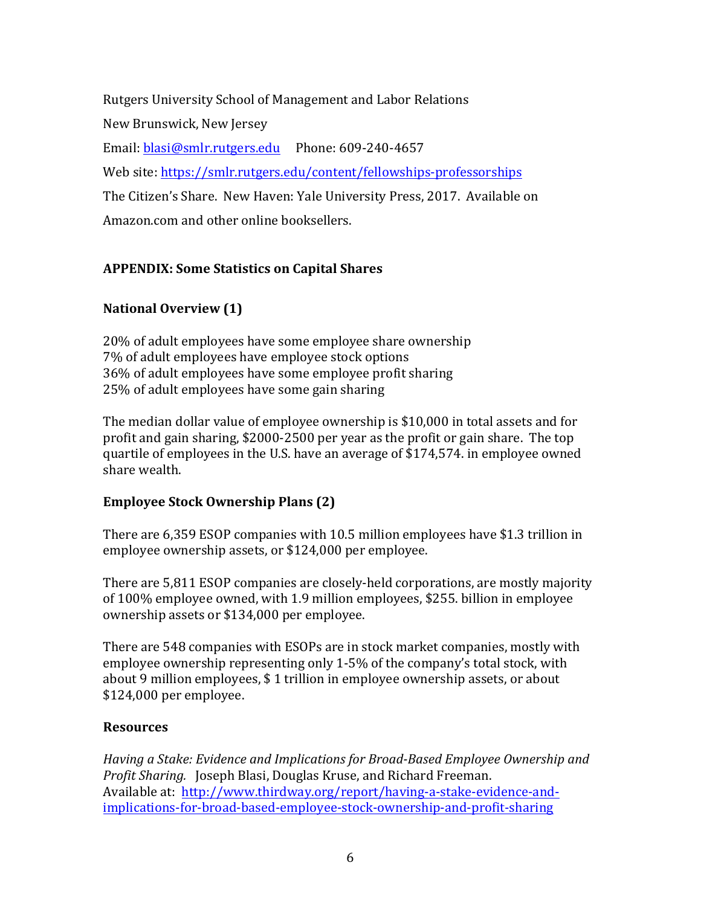Rutgers University School of Management and Labor Relations

New Brunswick, New Jersey

Email: [blasi@smlr.rutgers.edu](mailto:blasi@smlr.rutgers.edu) Phone: 609-240-4657

Web site: [https://smlr.rutgers.edu/content/fellowships-professorships](https://smlr.rutgers.edu/content/fellowships-professorships)

The Citizen's Share. New Haven: Yale University Press, 2017. Available on Amazon.com and other online booksellers.

## APPENDIX: Some Statistics on Capital Shares

### National Overview (1)

20% of adult employees have some employee share ownership
7% of adult employees have employee stock options
36% of adult employees have some employee profit sharing
25% of adult employees have some gain sharing

The median dollar value of employee ownership is $10,000 in total assets and for profit and gain sharing, $2000-2500 per year as the profit or gain share. The top quartile of employees in the U.S. have an average of $174,574. in employee owned share wealth.

### Employee Stock Ownership Plans (2)

There are 6,359 ESOP companies with 10.5 million employees have $1.3 trillion in employee ownership assets, or $124,000 per employee.

There are 5,811 ESOP companies are closely-held corporations, are mostly majority of 100% employee owned, with 1.9 million employees, $255. billion in employee ownership assets or $134,000 per employee.

There are 548 companies with ESOPs are in stock market companies, mostly with employee ownership representing only 1-5% of the company's total stock, with about 9 million employees, $ 1 trillion in employee ownership assets, or about $124,000 per employee.

### Resources

*Having a Stake: Evidence and Implications for Broad-Based Employee Ownership and Profit Sharing.* Joseph Blasi, Douglas Kruse, and Richard Freeman.
Available at: [http://www.thirdway.org/report/having-a-stake-evidence-and-implications-for-broad-based-employee-stock-ownership-and-profit-sharing](http://www.thirdway.org/report/having-a-stake-evidence-and-implications-for-broad-based-employee-stock-ownership-and-profit-sharing)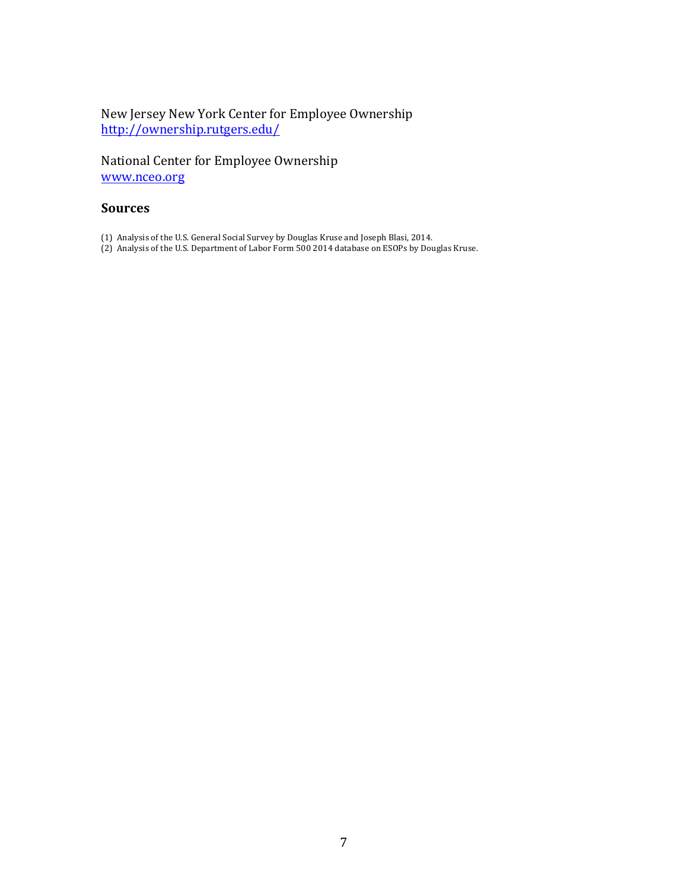New Jersey New York Center for Employee Ownership
[http://ownership.rutgers.edu/](http://ownership.rutgers.edu/)

National Center for Employee Ownership
[www.nceo.org](http://www.nceo.org)

## Sources

(1) Analysis of the U.S. General Social Survey by Douglas Kruse and Joseph Blasi, 2014.
(2) Analysis of the U.S. Department of Labor Form 500 2014 database on ESOPs by Douglas Kruse.